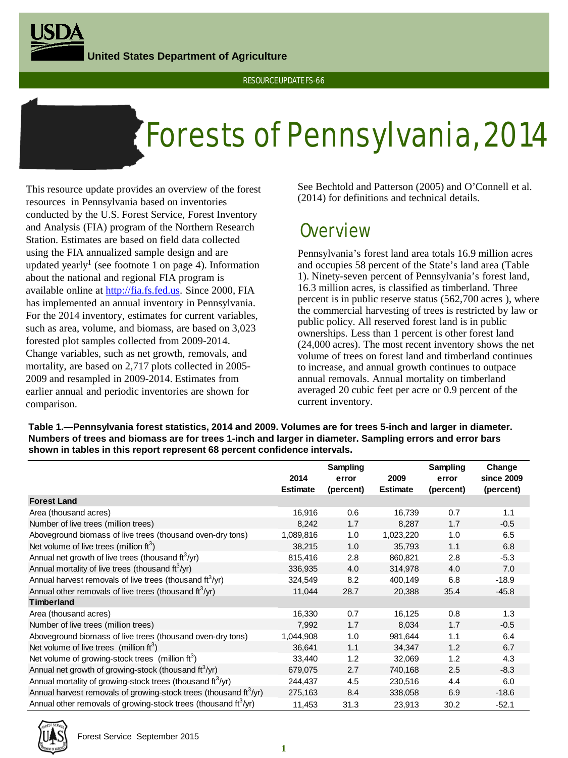United States Department of Agriculture

RESOURCE UPDATE FS-66

# Forests of Pennsylvania, 2014

This resource update provides an overview of the forest resources in Pennsylvania based on inventories conducted by the U.S. Forest Service, Forest Inventory and Analysis (FIA) program of the Northern Research Station. Estimates are based on field data collected using the FIA annualized sample design and are updated yearly[1] (see footnote 1 on page 4). Information about the national and regional FIA program is available online at http://fia.fs.fed.us. Since 2000, FIA has implemented an annual inventory in Pennsylvania. For the 2014 inventory, estimates for current variables, such as area, volume, and biomass, are based on 3,023 forested plot samples collected from 2009-2014. Change variables, such as net growth, removals, and mortality, are based on 2,717 plots collected in 2005-2009 and resampled in 2009-2014. Estimates from earlier annual and periodic inventories are shown for comparison.

See Bechtold and Patterson (2005) and O'Connell et al. (2014) for definitions and technical details.

## Overview

Pennsylvania's forest land area totals 16.9 million acres and occupies 58 percent of the State's land area (Table 1). Ninety-seven percent of Pennsylvania's forest land, 16.3 million acres, is classified as timberland. Three percent is in public reserve status (562,700 acres ), where the commercial harvesting of trees is restricted by law or public policy. All reserved forest land is in public ownerships. Less than 1 percent is other forest land (24,000 acres). The most recent inventory shows the net volume of trees on forest land and timberland continues to increase, and annual growth continues to outpace annual removals. Annual mortality on timberland averaged 20 cubic feet per acre or 0.9 percent of the current inventory.

**Table 1.—Pennsylvania forest statistics, 2014 and 2009. Volumes are for trees 5-inch and larger in diameter. Numbers of trees and biomass are for trees 1-inch and larger in diameter. Sampling errors and error bars shown in tables in this report represent 68 percent confidence intervals.**

| | 2014 Estimate | Sampling error (percent) | 2009 Estimate | Sampling error (percent) | Change since 2009 (percent) |
|---|---|---|---|---|---|
| **Forest Land** | | | | | |
| Area (thousand acres) | 16,916 | 0.6 | 16,739 | 0.7 | 1.1 |
| Number of live trees (million trees) | 8,242 | 1.7 | 8,287 | 1.7 | -0.5 |
| Aboveground biomass of live trees (thousand oven-dry tons) | 1,089,816 | 1.0 | 1,023,220 | 1.0 | 6.5 |
| Net volume of live trees (million $ft^3$) | 38,215 | 1.0 | 35,793 | 1.1 | 6.8 |
| Annual net growth of live trees (thousand $ft^3$/yr) | 815,416 | 2.8 | 860,821 | 2.8 | -5.3 |
| Annual mortality of live trees (thousand $ft^3$/yr) | 336,935 | 4.0 | 314,978 | 4.0 | 7.0 |
| Annual harvest removals of live trees (thousand $ft^3$/yr) | 324,549 | 8.2 | 400,149 | 6.8 | -18.9 |
| Annual other removals of live trees (thousand $ft^3$/yr) | 11,044 | 28.7 | 20,388 | 35.4 | -45.8 |
| **Timberland** | | | | | |
| Area (thousand acres) | 16,330 | 0.7 | 16,125 | 0.8 | 1.3 |
| Number of live trees (million trees) | 7,992 | 1.7 | 8,034 | 1.7 | -0.5 |
| Aboveground biomass of live trees (thousand oven-dry tons) | 1,044,908 | 1.0 | 981,644 | 1.1 | 6.4 |
| Net volume of live trees (million $ft^3$) | 36,641 | 1.1 | 34,347 | 1.2 | 6.7 |
| Net volume of growing-stock trees (million $ft^3$) | 33,440 | 1.2 | 32,069 | 1.2 | 4.3 |
| Annual net growth of growing-stock (thousand $ft^3$/yr) | 679,075 | 2.7 | 740,168 | 2.5 | -8.3 |
| Annual mortality of growing-stock trees (thousand $ft^3$/yr) | 244,437 | 4.5 | 230,516 | 4.4 | 6.0 |
| Annual harvest removals of growing-stock trees (thousand $ft^3$/yr) | 275,163 | 8.4 | 338,058 | 6.9 | -18.6 |
| Annual other removals of growing-stock trees (thousand $ft^3$/yr) | 11,453 | 31.3 | 23,913 | 30.2 | -52.1 |

Forest Service September 2015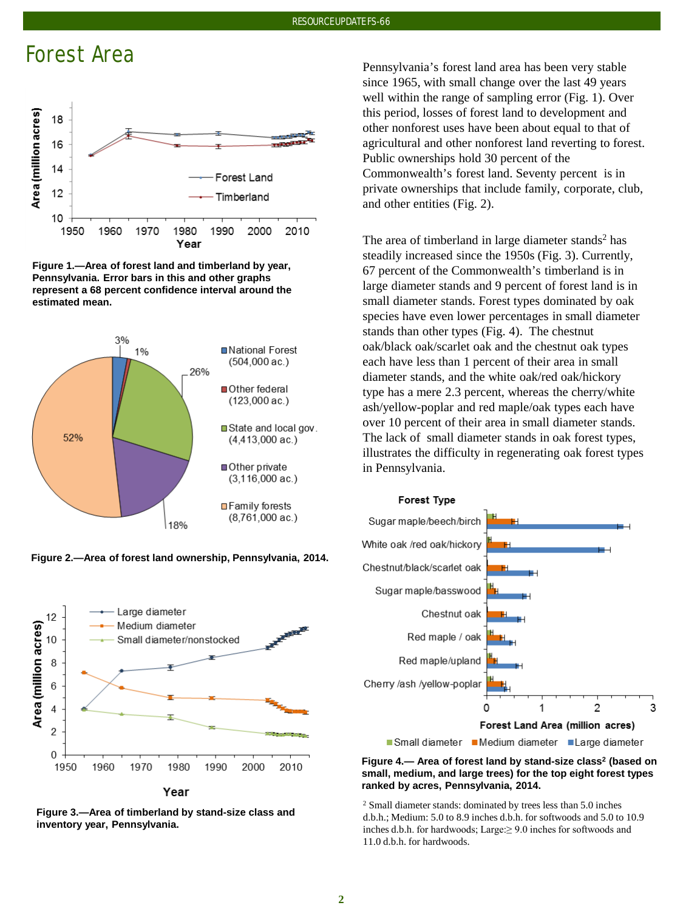# Forest Area

Figure 1.—Area of forest land and timberland by year, Pennsylvania. Error bars in this and other graphs represent a 68 percent confidence interval around the estimated mean.

Figure 2.—Area of forest land ownership, Pennsylvania, 2014.

Figure 3.—Area of timberland by stand-size class and inventory year, Pennsylvania.

Pennsylvania's forest land area has been very stable since 1965, with small change over the last 49 years well within the range of sampling error (Fig. 1). Over this period, losses of forest land to development and other nonforest uses have been about equal to that of agricultural and other nonforest land reverting to forest. Public ownerships hold 30 percent of the Commonwealth's forest land. Seventy percent is in private ownerships that include family, corporate, club, and other entities (Fig. 2).

The area of timberland in large diameter stands[2] has steadily increased since the 1950s (Fig. 3). Currently, 67 percent of the Commonwealth's timberland is in large diameter stands and 9 percent of forest land is in small diameter stands. Forest types dominated by oak species have even lower percentages in small diameter stands than other types (Fig. 4). The chestnut oak/black oak/scarlet oak and the chestnut oak types each have less than 1 percent of their area in small diameter stands, and the white oak/red oak/hickory type has a mere 2.3 percent, whereas the cherry/white ash/yellow-poplar and red maple/oak types each have over 10 percent of their area in small diameter stands. The lack of small diameter stands in oak forest types, illustrates the difficulty in regenerating oak forest types in Pennsylvania.

Figure 4.— Area of forest land by stand-size class[2] (based on small, medium, and large trees) for the top eight forest types ranked by acres, Pennsylvania, 2014.

[2] Small diameter stands: dominated by trees less than 5.0 inches d.b.h.; Medium: 5.0 to 8.9 inches d.b.h. for softwoods and 5.0 to 10.9 inches d.b.h. for hardwoods; Large:≥ 9.0 inches for softwoods and 11.0 d.b.h. for hardwoods.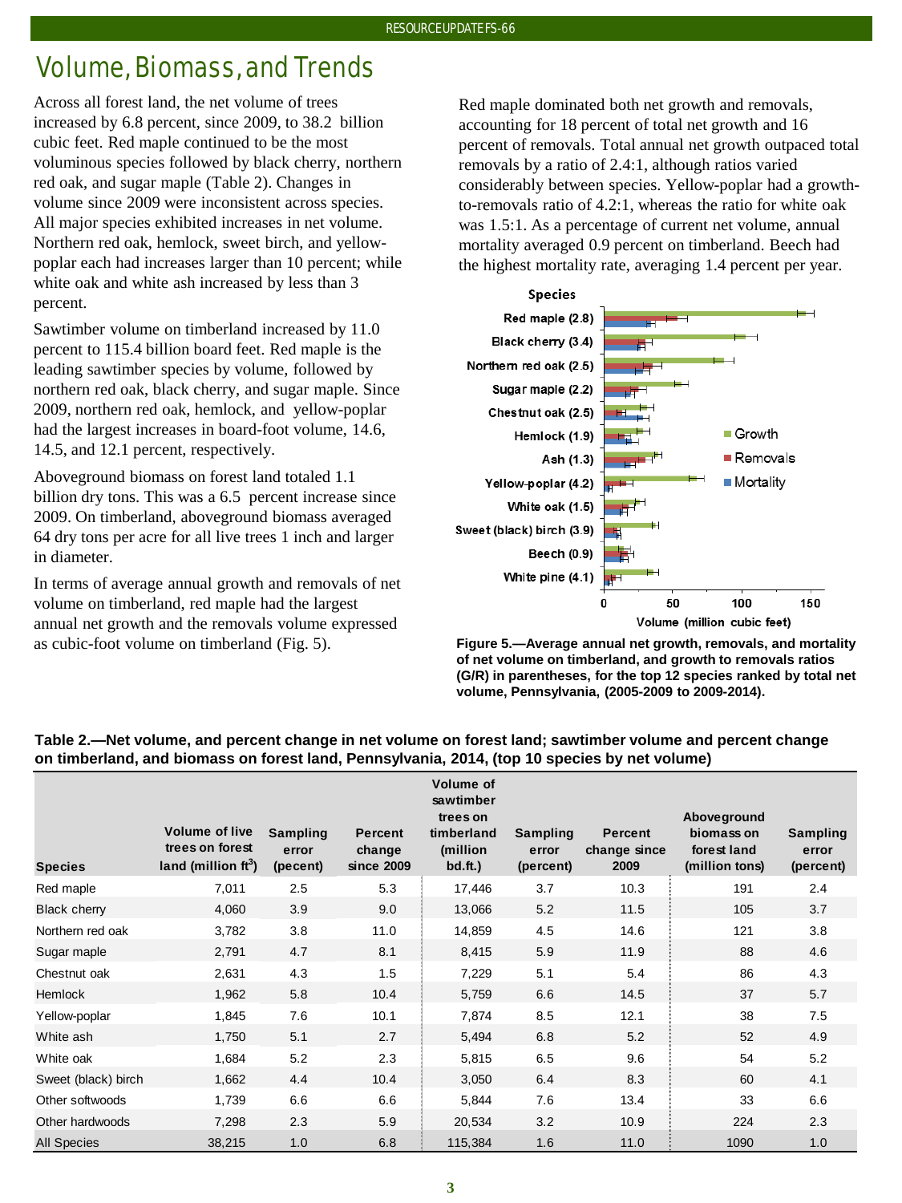# Volume, Biomass, and Trends

Across all forest land, the net volume of trees increased by 6.8 percent, since 2009, to 38.2 billion cubic feet. Red maple continued to be the most voluminous species followed by black cherry, northern red oak, and sugar maple (Table 2). Changes in volume since 2009 were inconsistent across species. All major species exhibited increases in net volume. Northern red oak, hemlock, sweet birch, and yellow-poplar each had increases larger than 10 percent; while white oak and white ash increased by less than 3 percent.

Sawtimber volume on timberland increased by 11.0 percent to 115.4 billion board feet. Red maple is the leading sawtimber species by volume, followed by northern red oak, black cherry, and sugar maple. Since 2009, northern red oak, hemlock, and yellow-poplar had the largest increases in board-foot volume, 14.6, 14.5, and 12.1 percent, respectively.

Aboveground biomass on forest land totaled 1.1 billion dry tons. This was a 6.5 percent increase since 2009. On timberland, aboveground biomass averaged 64 dry tons per acre for all live trees 1 inch and larger in diameter.

In terms of average annual growth and removals of net volume on timberland, red maple had the largest annual net growth and the removals volume expressed as cubic-foot volume on timberland (Fig. 5).

Red maple dominated both net growth and removals, accounting for 18 percent of total net growth and 16 percent of removals. Total annual net growth outpaced total removals by a ratio of 2.4:1, although ratios varied considerably between species. Yellow-poplar had a growth-to-removals ratio of 4.2:1, whereas the ratio for white oak was 1.5:1. As a percentage of current net volume, annual mortality averaged 0.9 percent on timberland. Beech had the highest mortality rate, averaging 1.4 percent per year.

**Figure 5.—Average annual net growth, removals, and mortality of net volume on timberland, and growth to removals ratios (G/R) in parentheses, for the top 12 species ranked by total net volume, Pennsylvania, (2005-2009 to 2009-2014).**

**Table 2.—Net volume, and percent change in net volume on forest land; sawtimber volume and percent change on timberland, and biomass on forest land, Pennsylvania, 2014, (top 10 species by net volume)**

| Species | Volume of live trees on forest land (million ft$^3$) | Sampling error (pecent) | Percent change since 2009 | Volume of sawtimber trees on timberland (million bd.ft.) | Sampling error (percent) | Percent change since 2009 | Aboveground biomass on forest land (million tons) | Sampling error (percent) |
|---|---|---|---|---|---|---|---|---|
| Red maple | 7,011 | 2.5 | 5.3 | 17,446 | 3.7 | 10.3 | 191 | 2.4 |
| Black cherry | 4,060 | 3.9 | 9.0 | 13,066 | 5.2 | 11.5 | 105 | 3.7 |
| Northern red oak | 3,782 | 3.8 | 11.0 | 14,859 | 4.5 | 14.6 | 121 | 3.8 |
| Sugar maple | 2,791 | 4.7 | 8.1 | 8,415 | 5.9 | 11.9 | 88 | 4.6 |
| Chestnut oak | 2,631 | 4.3 | 1.5 | 7,229 | 5.1 | 5.4 | 86 | 4.3 |
| Hemlock | 1,962 | 5.8 | 10.4 | 5,759 | 6.6 | 14.5 | 37 | 5.7 |
| Yellow-poplar | 1,845 | 7.6 | 10.1 | 7,874 | 8.5 | 12.1 | 38 | 7.5 |
| White ash | 1,750 | 5.1 | 2.7 | 5,494 | 6.8 | 5.2 | 52 | 4.9 |
| White oak | 1,684 | 5.2 | 2.3 | 5,815 | 6.5 | 9.6 | 54 | 5.2 |
| Sweet (black) birch | 1,662 | 4.4 | 10.4 | 3,050 | 6.4 | 8.3 | 60 | 4.1 |
| Other softwoods | 1,739 | 6.6 | 6.6 | 5,844 | 7.6 | 13.4 | 33 | 6.6 |
| Other hardwoods | 7,298 | 2.3 | 5.9 | 20,534 | 3.2 | 10.9 | 224 | 2.3 |
| All Species | 38,215 | 1.0 | 6.8 | 115,384 | 1.6 | 11.0 | 1090 | 1.0 |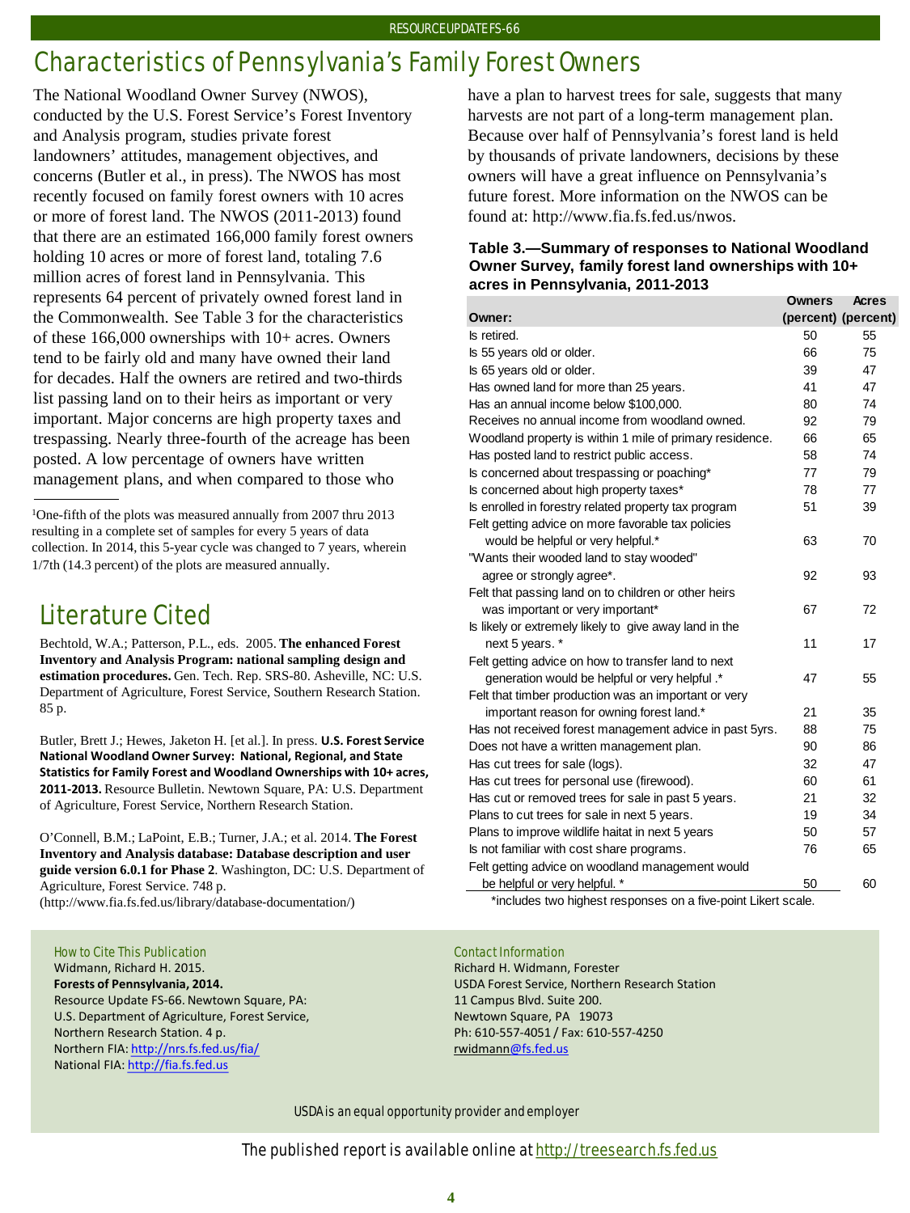# Characteristics of Pennsylvania's Family Forest Owners

The National Woodland Owner Survey (NWOS), conducted by the U.S. Forest Service's Forest Inventory and Analysis program, studies private forest landowners' attitudes, management objectives, and concerns (Butler et al., in press). The NWOS has most recently focused on family forest owners with 10 acres or more of forest land. The NWOS (2011-2013) found that there are an estimated 166,000 family forest owners holding 10 acres or more of forest land, totaling 7.6 million acres of forest land in Pennsylvania. This represents 64 percent of privately owned forest land in the Commonwealth. See Table 3 for the characteristics of these 166,000 ownerships with 10+ acres. Owners tend to be fairly old and many have owned their land for decades. Half the owners are retired and two-thirds list passing land on to their heirs as important or very important. Major concerns are high property taxes and trespassing. Nearly three-fourth of the acreage has been posted. A low percentage of owners have written management plans, and when compared to those who have a plan to harvest trees for sale, suggests that many harvests are not part of a long-term management plan. Because over half of Pennsylvania's forest land is held by thousands of private landowners, decisions by these owners will have a great influence on Pennsylvania's future forest. More information on the NWOS can be found at: http://www.fia.fs.fed.us/nwos.

[1]One-fifth of the plots was measured annually from 2007 thru 2013 resulting in a complete set of samples for every 5 years of data collection. In 2014, this 5-year cycle was changed to 7 years, wherein 1/7th (14.3 percent) of the plots are measured annually.

**Table 3.—Summary of responses to National Woodland Owner Survey, family forest land ownerships with 10+ acres in Pennsylvania, 2011-2013**

| Owner: | Owners (percent) | Acres (percent) |
|---|---|---|
| Is retired. | 50 | 55 |
| Is 55 years old or older. | 66 | 75 |
| Is 65 years old or older. | 39 | 47 |
| Has owned land for more than 25 years. | 41 | 47 |
| Has an annual income below $100,000. | 80 | 74 |
| Receives no annual income from woodland owned. | 92 | 79 |
| Woodland property is within 1 mile of primary residence. | 66 | 65 |
| Has posted land to restrict public access. | 58 | 74 |
| Is concerned about trespassing or poaching* | 77 | 79 |
| Is concerned about high property taxes* | 78 | 77 |
| Is enrolled in forestry related property tax program | 51 | 39 |
| Felt getting advice on more favorable tax policies would be helpful or very helpful.* | 63 | 70 |
| "Wants their wooded land to stay wooded" agree or strongly agree*. | 92 | 93 |
| Felt that passing land on to children or other heirs was important or very important* | 67 | 72 |
| Is likely or extremely likely to give away land in the next 5 years. * | 11 | 17 |
| Felt getting advice on how to transfer land to next generation would be helpful or very helpful .* | 47 | 55 |
| Felt that timber production was an important or very important reason for owning forest land.* | 21 | 35 |
| Has not received forest management advice in past 5yrs. | 88 | 75 |
| Does not have a written management plan. | 90 | 86 |
| Has cut trees for sale (logs). | 32 | 47 |
| Has cut trees for personal use (firewood). | 60 | 61 |
| Has cut or removed trees for sale in past 5 years. | 21 | 32 |
| Plans to cut trees for sale in next 5 years. | 19 | 34 |
| Plans to improve wildlife haitat in next 5 years | 50 | 57 |
| Is not familiar with cost share programs. | 76 | 65 |
| Felt getting advice on woodland management would be helpful or very helpful. * | 50 | 60 |

*includes two highest responses on a five-point Likert scale.

# Literature Cited

Bechtold, W.A.; Patterson, P.L., eds. 2005. **The enhanced Forest Inventory and Analysis Program: national sampling design and estimation procedures.** Gen. Tech. Rep. SRS-80. Asheville, NC: U.S. Department of Agriculture, Forest Service, Southern Research Station. 85 p.

Butler, Brett J.; Hewes, Jaketon H. [et al.]. In press. **U.S. Forest Service National Woodland Owner Survey: National, Regional, and State Statistics for Family Forest and Woodland Ownerships with 10+ acres, 2011-2013.** Resource Bulletin. Newtown Square, PA: U.S. Department of Agriculture, Forest Service, Northern Research Station.

O'Connell, B.M.; LaPointe, E.B.; Turner, J.A.; et al. 2014. **The Forest Inventory and Analysis database: Database description and user guide version 6.0.1 for Phase 2**. Washington, DC: U.S. Department of Agriculture, Forest Service. 748 p. (http://www.fia.fs.fed.us/library/database-documentation/)

### How to Cite This Publication

Widmann, Richard H. 2015.
**Forests of Pennsylvania, 2014.**
Resource Update FS-66. Newtown Square, PA: U.S. Department of Agriculture, Forest Service, Northern Research Station. 4 p.
Northern FIA: http://nrs.fs.fed.us/fia/
National FIA: http://fia.fs.fed.us

### Contact Information

Richard H. Widmann, Forester
USDA Forest Service, Northern Research Station
11 Campus Blvd. Suite 200.
Newtown Square, PA 19073
Ph: 610-557-4051 / Fax: 610-557-4250
rwidmann@fs.fed.us

USDA is an equal opportunity provider and employer

The published report is available online at http://treesearch.fs.fed.us